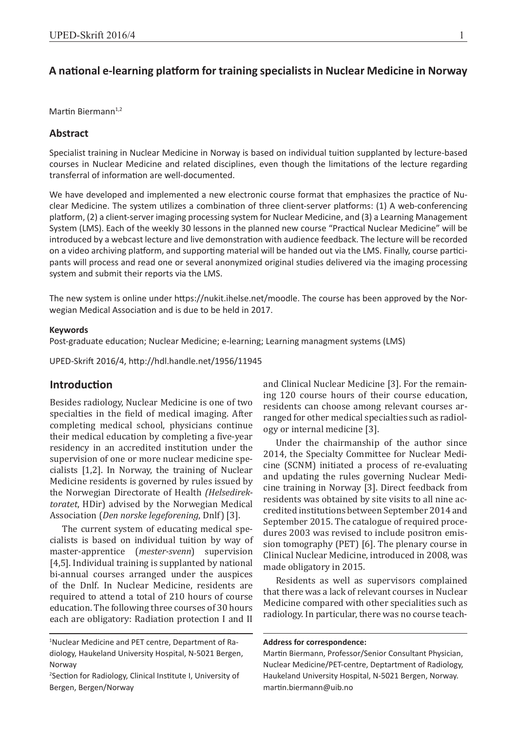# A national e-learning platform for training specialists in Nuclear Medicine in Norway

Martin Biermann[1,2]

## Abstract

Specialist training in Nuclear Medicine in Norway is based on individual tuition supplanted by lecture-based courses in Nuclear Medicine and related disciplines, even though the limitations of the lecture regarding transferral of information are well-documented.

We have developed and implemented a new electronic course format that emphasizes the practice of Nuclear Medicine. The system utilizes a combination of three client-server platforms: (1) A web-conferencing platform, (2) a client-server imaging processing system for Nuclear Medicine, and (3) a Learning Management System (LMS). Each of the weekly 30 lessons in the planned new course "Practical Nuclear Medicine" will be introduced by a webcast lecture and live demonstration with audience feedback. The lecture will be recorded on a video archiving platform, and supporting material will be handed out via the LMS. Finally, course participants will process and read one or several anonymized original studies delivered via the imaging processing system and submit their reports via the LMS.

The new system is online under https://nukit.ihelse.net/moodle. The course has been approved by the Norwegian Medical Association and is due to be held in 2017.

**Keywords**

Post-graduate education; Nuclear Medicine; e-learning; Learning managment systems (LMS)

UPED-Skrift 2016/4, http://hdl.handle.net/1956/11945

## Introduction

Besides radiology, Nuclear Medicine is one of two specialties in the field of medical imaging. After completing medical school, physicians continue their medical education by completing a five-year residency in an accredited institution under the supervision of one or more nuclear medicine specialists [1,2]. In Norway, the training of Nuclear Medicine residents is governed by rules issued by the Norwegian Directorate of Health *(Helsedirektoratet*, HDir) advised by the Norwegian Medical Association (*Den norske legeforening*, Dnlf) [3].

The current system of educating medical specialists is based on individual tuition by way of master-apprentice (*mester-svenn*) supervision [4,5]. Individual training is supplanted by national bi-annual courses arranged under the auspices of the Dnlf. In Nuclear Medicine, residents are required to attend a total of 210 hours of course education. The following three courses of 30 hours each are obligatory: Radiation protection I and II and Clinical Nuclear Medicine [3]. For the remaining 120 course hours of their course education, residents can choose among relevant courses arranged for other medical specialties such as radiology or internal medicine [3].

Under the chairmanship of the author since 2014, the Specialty Committee for Nuclear Medicine (SCNM) initiated a process of re-evaluating and updating the rules governing Nuclear Medicine training in Norway [3]. Direct feedback from residents was obtained by site visits to all nine accredited institutions between September 2014 and September 2015. The catalogue of required procedures 2003 was revised to include positron emission tomography (PET) [6]. The plenary course in Clinical Nuclear Medicine, introduced in 2008, was made obligatory in 2015.

Residents as well as supervisors complained that there was a lack of relevant courses in Nuclear Medicine compared with other specialities such as radiology. In particular, there was no course teach-

---

[1]Nuclear Medicine and PET centre, Department of Radiology, Haukeland University Hospital, N-5021 Bergen, Norway

[2]Section for Radiology, Clinical Institute I, University of Bergen, Bergen/Norway

**Address for correspondence:**

Martin Biermann, Professor/Senior Consultant Physician, Nuclear Medicine/PET-centre, Deptartment of Radiology, Haukeland University Hospital, N-5021 Bergen, Norway. martin.biermann@uib.no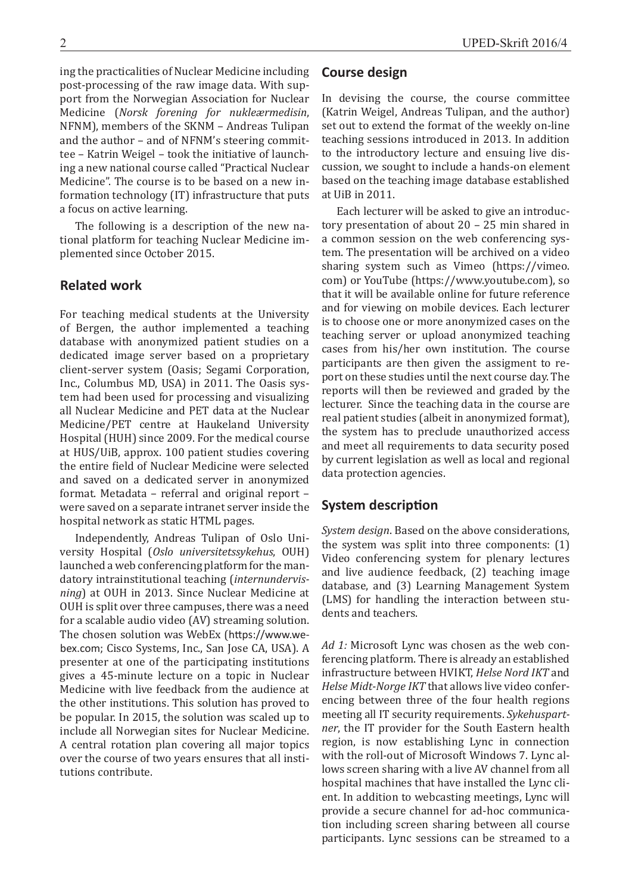ing the practicalities of Nuclear Medicine including post-processing of the raw image data. With support from the Norwegian Association for Nuclear Medicine (*Norsk forening for nukleærmedisin*, NFNM), members of the SKNM – Andreas Tulipan and the author – and of NFNM's steering committee – Katrin Weigel – took the initiative of launching a new national course called "Practical Nuclear Medicine". The course is to be based on a new information technology (IT) infrastructure that puts a focus on active learning.

The following is a description of the new national platform for teaching Nuclear Medicine implemented since October 2015.

## Related work

For teaching medical students at the University of Bergen, the author implemented a teaching database with anonymized patient studies on a dedicated image server based on a proprietary client-server system (Oasis; Segami Corporation, Inc., Columbus MD, USA) in 2011. The Oasis system had been used for processing and visualizing all Nuclear Medicine and PET data at the Nuclear Medicine/PET centre at Haukeland University Hospital (HUH) since 2009. For the medical course at HUS/UiB, approx. 100 patient studies covering the entire field of Nuclear Medicine were selected and saved on a dedicated server in anonymized format. Metadata – referral and original report – were saved on a separate intranet server inside the hospital network as static HTML pages.

Independently, Andreas Tulipan of Oslo University Hospital (*Oslo universitetssykehus*, OUH) launched a web conferencing platform for the mandatory intrainstitutional teaching (*internundervisning*) at OUH in 2013. Since Nuclear Medicine at OUH is split over three campuses, there was a need for a scalable audio video (AV) streaming solution. The chosen solution was WebEx (https://www.webex.com; Cisco Systems, Inc., San Jose CA, USA). A presenter at one of the participating institutions gives a 45-minute lecture on a topic in Nuclear Medicine with live feedback from the audience at the other institutions. This solution has proved to be popular. In 2015, the solution was scaled up to include all Norwegian sites for Nuclear Medicine. A central rotation plan covering all major topics over the course of two years ensures that all institutions contribute.

## Course design

In devising the course, the course committee (Katrin Weigel, Andreas Tulipan, and the author) set out to extend the format of the weekly on-line teaching sessions introduced in 2013. In addition to the introductory lecture and ensuing live discussion, we sought to include a hands-on element based on the teaching image database established at UiB in 2011.

Each lecturer will be asked to give an introductory presentation of about 20 – 25 min shared in a common session on the web conferencing system. The presentation will be archived on a video sharing system such as Vimeo (https://vimeo.com) or YouTube (https://www.youtube.com), so that it will be available online for future reference and for viewing on mobile devices. Each lecturer is to choose one or more anonymized cases on the teaching server or upload anonymized teaching cases from his/her own institution. The course participants are then given the assigment to report on these studies until the next course day. The reports will then be reviewed and graded by the lecturer. Since the teaching data in the course are real patient studies (albeit in anonymized format), the system has to preclude unauthorized access and meet all requirements to data security posed by current legislation as well as local and regional data protection agencies.

## System description

*System design*. Based on the above considerations, the system was split into three components: (1) Video conferencing system for plenary lectures and live audience feedback, (2) teaching image database, and (3) Learning Management System (LMS) for handling the interaction between students and teachers.

*Ad 1:* Microsoft Lync was chosen as the web conferencing platform. There is already an established infrastructure between HVIKT, *Helse Nord IKT* and *Helse Midt-Norge IKT* that allows live video conferencing between three of the four health regions meeting all IT security requirements. *Sykehuspartner*, the IT provider for the South Eastern health region, is now establishing Lync in connection with the roll-out of Microsoft Windows 7. Lync allows screen sharing with a live AV channel from all hospital machines that have installed the Lync client. In addition to webcasting meetings, Lync will provide a secure channel for ad-hoc communication including screen sharing between all course participants. Lync sessions can be streamed to a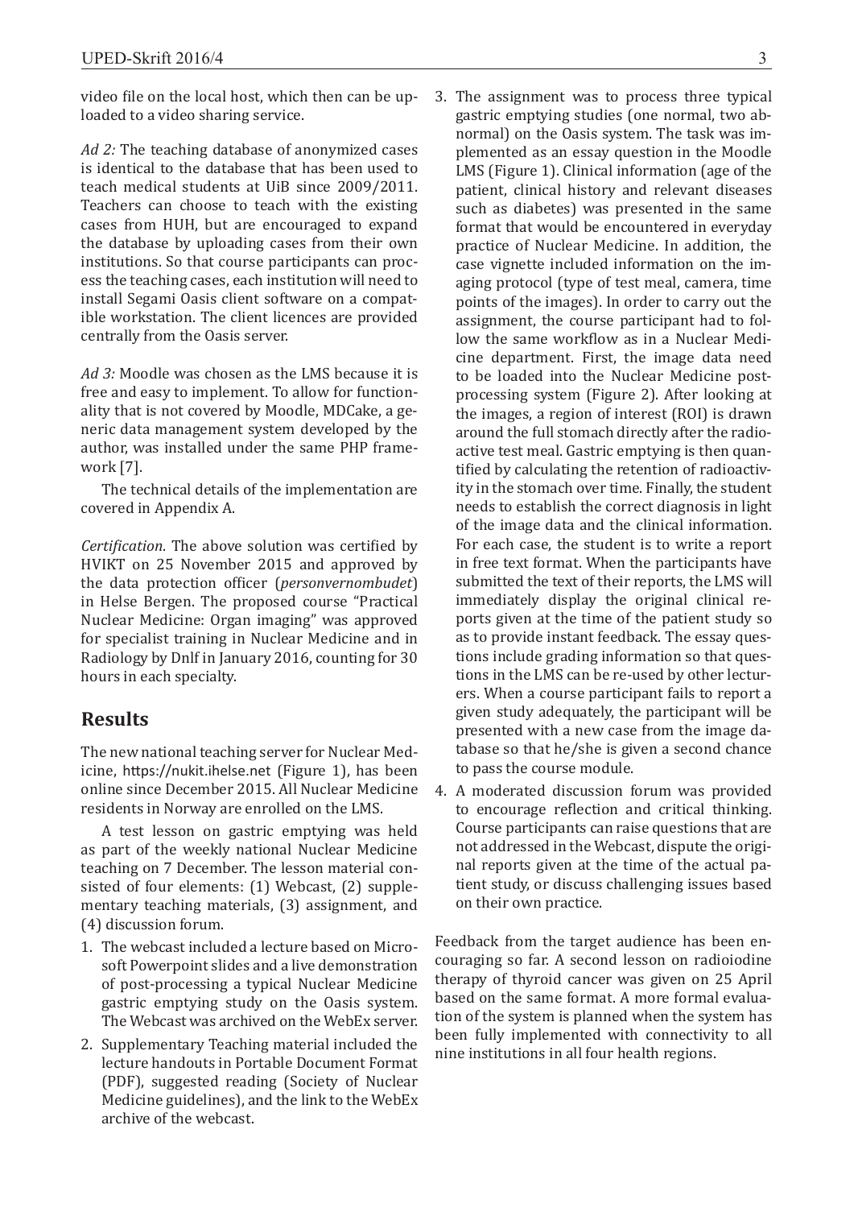video file on the local host, which then can be uploaded to a video sharing service.

*Ad 2:* The teaching database of anonymized cases is identical to the database that has been used to teach medical students at UiB since 2009/2011. Teachers can choose to teach with the existing cases from HUH, but are encouraged to expand the database by uploading cases from their own institutions. So that course participants can process the teaching cases, each institution will need to install Segami Oasis client software on a compatible workstation. The client licences are provided centrally from the Oasis server.

*Ad 3:* Moodle was chosen as the LMS because it is free and easy to implement. To allow for functionality that is not covered by Moodle, MDCake, a generic data management system developed by the author, was installed under the same PHP framework [7].

The technical details of the implementation are covered in Appendix A.

*Certification*. The above solution was certified by HVIKT on 25 November 2015 and approved by the data protection officer (*personvernombudet*) in Helse Bergen. The proposed course "Practical Nuclear Medicine: Organ imaging" was approved for specialist training in Nuclear Medicine and in Radiology by Dnlf in January 2016, counting for 30 hours in each specialty.

## Results

The new national teaching server for Nuclear Medicine, https://nukit.ihelse.net (Figure 1), has been online since December 2015. All Nuclear Medicine residents in Norway are enrolled on the LMS.

A test lesson on gastric emptying was held as part of the weekly national Nuclear Medicine teaching on 7 December. The lesson material consisted of four elements: (1) Webcast, (2) supplementary teaching materials, (3) assignment, and (4) discussion forum.

1. The webcast included a lecture based on Microsoft Powerpoint slides and a live demonstration of post-processing a typical Nuclear Medicine gastric emptying study on the Oasis system. The Webcast was archived on the WebEx server.
2. Supplementary Teaching material included the lecture handouts in Portable Document Format (PDF), suggested reading (Society of Nuclear Medicine guidelines), and the link to the WebEx archive of the webcast.
3. The assignment was to process three typical gastric emptying studies (one normal, two abnormal) on the Oasis system. The task was implemented as an essay question in the Moodle LMS (Figure 1). Clinical information (age of the patient, clinical history and relevant diseases such as diabetes) was presented in the same format that would be encountered in everyday practice of Nuclear Medicine. In addition, the case vignette included information on the imaging protocol (type of test meal, camera, time points of the images). In order to carry out the assignment, the course participant had to follow the same workflow as in a Nuclear Medicine department. First, the image data need to be loaded into the Nuclear Medicine post-processing system (Figure 2). After looking at the images, a region of interest (ROI) is drawn around the full stomach directly after the radioactive test meal. Gastric emptying is then quantified by calculating the retention of radioactivity in the stomach over time. Finally, the student needs to establish the correct diagnosis in light of the image data and the clinical information. For each case, the student is to write a report in free text format. When the participants have submitted the text of their reports, the LMS will immediately display the original clinical reports given at the time of the patient study so as to provide instant feedback. The essay questions include grading information so that questions in the LMS can be re-used by other lecturers. When a course participant fails to report a given study adequately, the participant will be presented with a new case from the image database so that he/she is given a second chance to pass the course module.
4. A moderated discussion forum was provided to encourage reflection and critical thinking. Course participants can raise questions that are not addressed in the Webcast, dispute the original reports given at the time of the actual patient study, or discuss challenging issues based on their own practice.

Feedback from the target audience has been encouraging so far. A second lesson on radioiodine therapy of thyroid cancer was given on 25 April based on the same format. A more formal evaluation of the system is planned when the system has been fully implemented with connectivity to all nine institutions in all four health regions.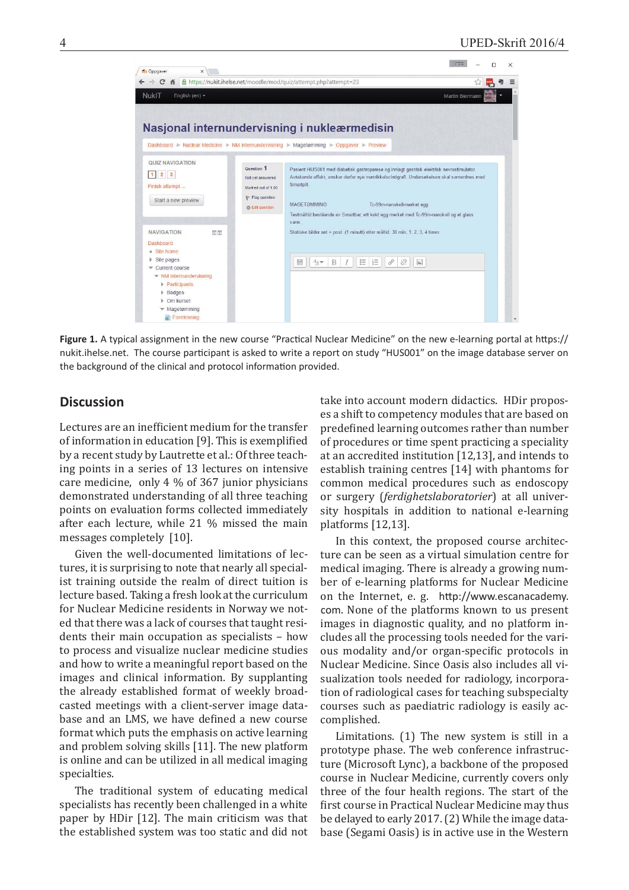**Figure 1.** A typical assignment in the new course "Practical Nuclear Medicine" on the new e-learning portal at https://nukit.ihelse.net. The course participant is asked to write a report on study "HUS001" on the image database server on the background of the clinical and protocol information provided.

## Discussion

Lectures are an inefficient medium for the transfer of information in education [9]. This is exemplified by a recent study by Lautrette et al.: Of three teaching points in a series of 13 lectures on intensive care medicine, only 4 % of 367 junior physicians demonstrated understanding of all three teaching points on evaluation forms collected immediately after each lecture, while 21 % missed the main messages completely [10].

Given the well-documented limitations of lectures, it is surprising to note that nearly all specialist training outside the realm of direct tuition is lecture based. Taking a fresh look at the curriculum for Nuclear Medicine residents in Norway we noted that there was a lack of courses that taught residents their main occupation as specialists – how to process and visualize nuclear medicine studies and how to write a meaningful report based on the images and clinical information. By supplanting the already established format of weekly broadcasted meetings with a client-server image database and an LMS, we have defined a new course format which puts the emphasis on active learning and problem solving skills [11]. The new platform is online and can be utilized in all medical imaging specialties.

The traditional system of educating medical specialists has recently been challenged in a white paper by HDir [12]. The main criticism was that the established system was too static and did not take into account modern didactics. HDir proposes a shift to competency modules that are based on predefined learning outcomes rather than number of procedures or time spent practicing a speciality at an accredited institution [12,13], and intends to establish training centres [14] with phantoms for common medical procedures such as endoscopy or surgery (*ferdighetslaboratorier*) at all university hospitals in addition to national e-learning platforms [12,13].

In this context, the proposed course architecture can be seen as a virtual simulation centre for medical imaging. There is already a growing number of e-learning platforms for Nuclear Medicine on the Internet, e. g. http://www.escanacademy.com. None of the platforms known to us present images in diagnostic quality, and no platform includes all the processing tools needed for the various modality and/or organ-specific protocols in Nuclear Medicine. Since Oasis also includes all visualization tools needed for radiology, incorporation of radiological cases for teaching subspecialty courses such as paediatric radiology is easily accomplished.

Limitations. (1) The new system is still in a prototype phase. The web conference infrastructure (Microsoft Lync), a backbone of the proposed course in Nuclear Medicine, currently covers only three of the four health regions. The start of the first course in Practical Nuclear Medicine may thus be delayed to early 2017. (2) While the image database (Segami Oasis) is in active use in the Western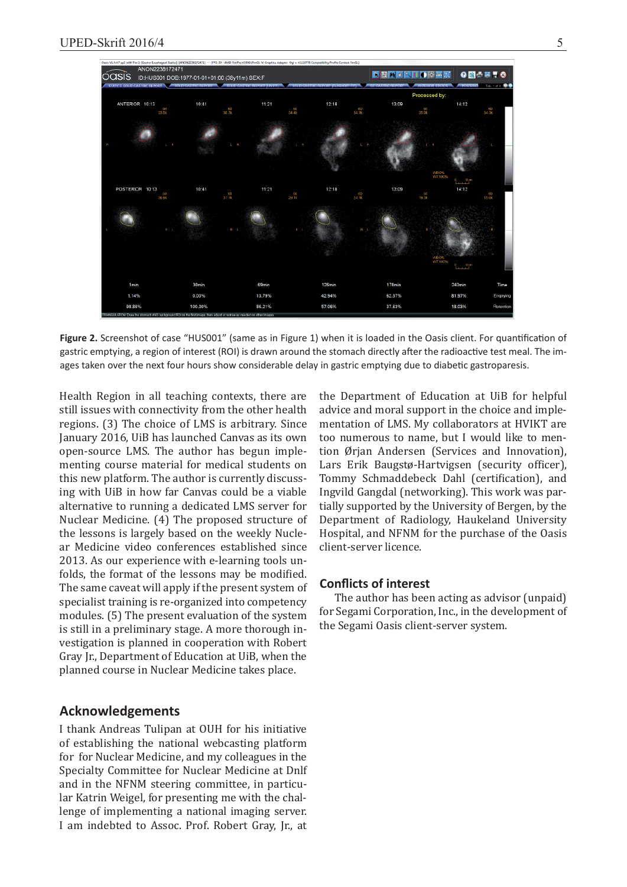**Figure 2.** Screenshot of case "HUS001" (same as in Figure 1) when it is loaded in the Oasis client. For quantification of gastric emptying, a region of interest (ROI) is drawn around the stomach directly after the radioactive test meal. The images taken over the next four hours show considerable delay in gastric emptying due to diabetic gastroparesis.

Health Region in all teaching contexts, there are still issues with connectivity from the other health regions. (3) The choice of LMS is arbitrary. Since January 2016, UiB has launched Canvas as its own open-source LMS. The author has begun implementing course material for medical students on this new platform. The author is currently discussing with UiB in how far Canvas could be a viable alternative to running a dedicated LMS server for Nuclear Medicine. (4) The proposed structure of the lessons is largely based on the weekly Nuclear Medicine video conferences established since 2013. As our experience with e-learning tools unfolds, the format of the lessons may be modified. The same caveat will apply if the present system of specialist training is re-organized into competency modules. (5) The present evaluation of the system is still in a preliminary stage. A more thorough investigation is planned in cooperation with Robert Gray Jr., Department of Education at UiB, when the planned course in Nuclear Medicine takes place.

## Acknowledgements

I thank Andreas Tulipan at OUH for his initiative of establishing the national webcasting platform for for Nuclear Medicine, and my colleagues in the Specialty Committee for Nuclear Medicine at Dnlf and in the NFNM steering committee, in particular Katrin Weigel, for presenting me with the challenge of implementing a national imaging server. I am indebted to Assoc. Prof. Robert Gray, Jr., at the Department of Education at UiB for helpful advice and moral support in the choice and implementation of LMS. My collaborators at HVIKT are too numerous to name, but I would like to mention Ørjan Andersen (Services and Innovation), Lars Erik Baugstø-Hartvigsen (security officer), Tommy Schmaddebeck Dahl (certification), and Ingvild Gangdal (networking). This work was partially supported by the University of Bergen, by the Department of Radiology, Haukeland University Hospital, and NFNM for the purchase of the Oasis client-server licence.

## Conflicts of interest

The author has been acting as advisor (unpaid) for Segami Corporation, Inc., in the development of the Segami Oasis client-server system.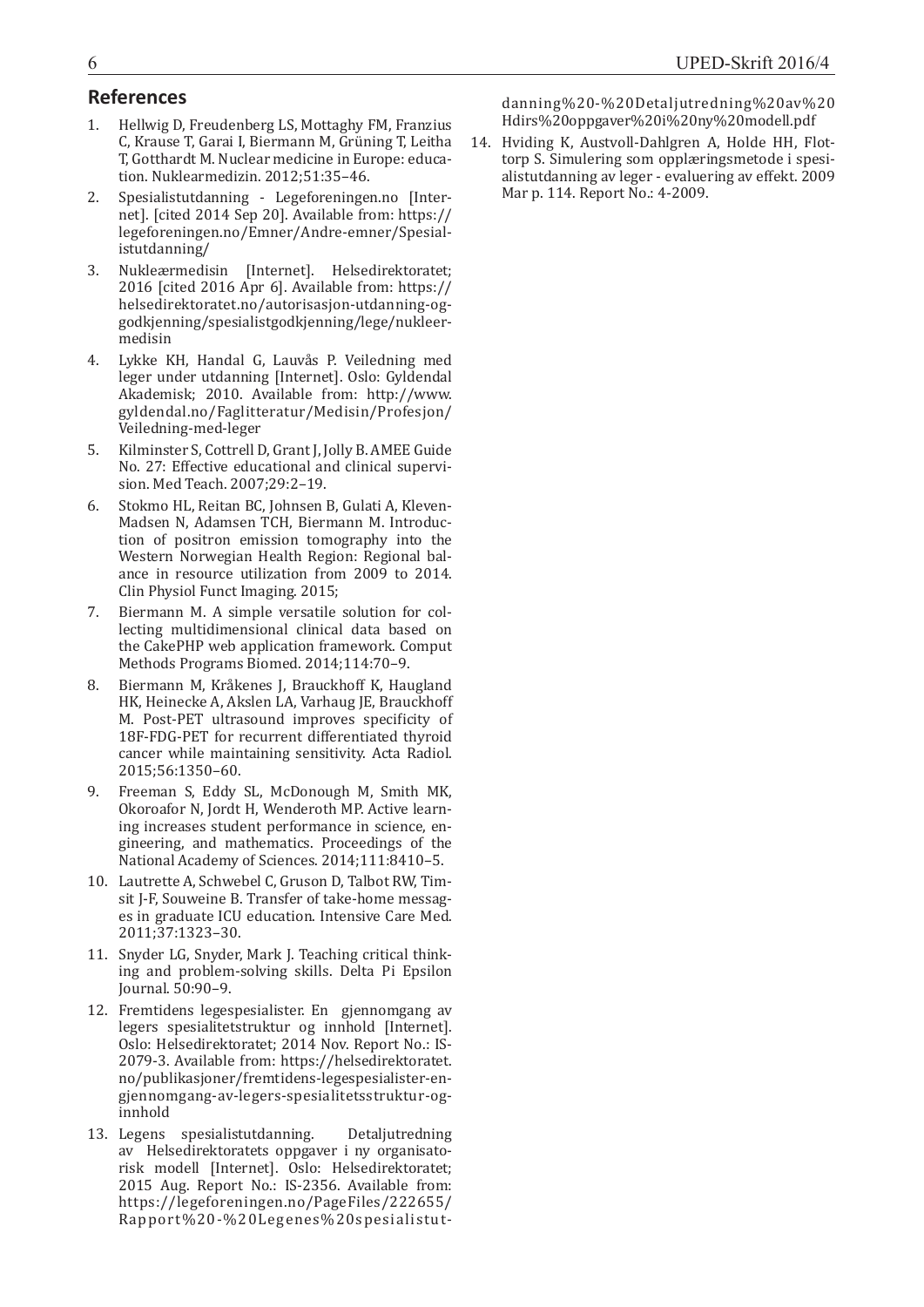## References

1. Hellwig D, Freudenberg LS, Mottaghy FM, Franzius C, Krause T, Garai I, Biermann M, Grüning T, Leitha T, Gotthardt M. Nuclear medicine in Europe: education. Nuklearmedizin. 2012;51:35–46.
2. Spesialistutdanning - Legeforeningen.no [Internet]. [cited 2014 Sep 20]. Available from: https://legeforeningen.no/Emner/Andre-emner/Spesialistutdanning/
3. Nukleærmedisin [Internet]. Helsedirektoratet; 2016 [cited 2016 Apr 6]. Available from: https://helsedirektoratet.no/autorisasjon-utdanning-og-godkjenning/spesialistgodkjenning/lege/nukleermedisin
4. Lykke KH, Handal G, Lauvås P. Veiledning med leger under utdanning [Internet]. Oslo: Gyldendal Akademisk; 2010. Available from: http://www.gyldendal.no/Faglitteratur/Medisin/Profesjon/Veiledning-med-leger
5. Kilminster S, Cottrell D, Grant J, Jolly B. AMEE Guide No. 27: Effective educational and clinical supervision. Med Teach. 2007;29:2–19.
6. Stokmo HL, Reitan BC, Johnsen B, Gulati A, Kleven-Madsen N, Adamsen TCH, Biermann M. Introduction of positron emission tomography into the Western Norwegian Health Region: Regional balance in resource utilization from 2009 to 2014. Clin Physiol Funct Imaging. 2015;
7. Biermann M. A simple versatile solution for collecting multidimensional clinical data based on the CakePHP web application framework. Comput Methods Programs Biomed. 2014;114:70–9.
8. Biermann M, Kråkenes J, Brauckhoff K, Haugland HK, Heinecke A, Akslen LA, Varhaug JE, Brauckhoff M. Post-PET ultrasound improves specificity of 18F-FDG-PET for recurrent differentiated thyroid cancer while maintaining sensitivity. Acta Radiol. 2015;56:1350–60.
9. Freeman S, Eddy SL, McDonough M, Smith MK, Okoroafor N, Jordt H, Wenderoth MP. Active learning increases student performance in science, engineering, and mathematics. Proceedings of the National Academy of Sciences. 2014;111:8410–5.
10. Lautrette A, Schwebel C, Gruson D, Talbot RW, Timsit J-F, Souweine B. Transfer of take-home messages in graduate ICU education. Intensive Care Med. 2011;37:1323–30.
11. Snyder LG, Snyder, Mark J. Teaching critical thinking and problem-solving skills. Delta Pi Epsilon Journal. 50:90–9.
12. Fremtidens legespesialister. En gjennomgang av legers spesialitetstruktur og innhold [Internet]. Oslo: Helsedirektoratet; 2014 Nov. Report No.: IS-2079-3. Available from: https://helsedirektoratet.no/publikasjoner/fremtidens-legespesialister-en-gjennomgang-av-legers-spesialitetsstruktur-og-innhold
13. Legens spesialistutdanning. Detaljutredning av Helsedirektoratets oppgaver i ny organisatorisk modell [Internet]. Oslo: Helsedirektoratet; 2015 Aug. Report No.: IS-2356. Available from: https://legeforeningen.no/PageFiles/222655/Rapport%20-%20Legenes%20spesialistutdanning%20-%20Detaljutredning%20av%20Hdirs%20oppgaver%20i%20ny%20modell.pdf
14. Hviding K, Austvoll-Dahlgren A, Holde HH, Flottorp S. Simulering som opplæringsmetode i spesialistutdanning av leger - evaluering av effekt. 2009 Mar p. 114. Report No.: 4-2009.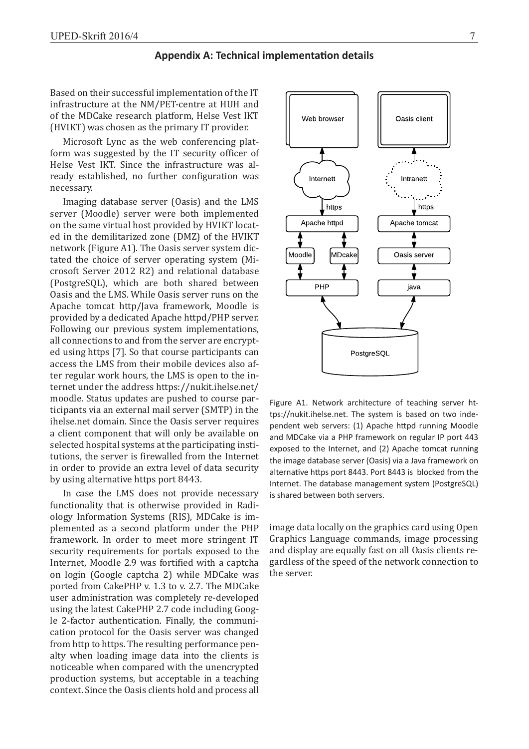## Appendix A: Technical implementation details

Based on their successful implementation of the IT infrastructure at the NM/PET-centre at HUH and of the MDCake research platform, Helse Vest IKT (HVIKT) was chosen as the primary IT provider.

Microsoft Lync as the web conferencing platform was suggested by the IT security officer of Helse Vest IKT. Since the infrastructure was already established, no further configuration was necessary.

Imaging database server (Oasis) and the LMS server (Moodle) server were both implemented on the same virtual host provided by HVIKT located in the demilitarized zone (DMZ) of the HVIKT network (Figure A1). The Oasis server system dictated the choice of server operating system (Microsoft Server 2012 R2) and relational database (PostgreSQL), which are both shared between Oasis and the LMS. While Oasis server runs on the Apache tomcat http/Java framework, Moodle is provided by a dedicated Apache httpd/PHP server. Following our previous system implementations, all connections to and from the server are encrypted using https [7]. So that course participants can access the LMS from their mobile devices also after regular work hours, the LMS is open to the internet under the address https://nukit.ihelse.net/moodle. Status updates are pushed to course participants via an external mail server (SMTP) in the ihelse.net domain. Since the Oasis server requires a client component that will only be available on selected hospital systems at the participating institutions, the server is firewalled from the Internet in order to provide an extra level of data security by using alternative https port 8443.

In case the LMS does not provide necessary functionality that is otherwise provided in Radiology Information Systems (RIS), MDCake is implemented as a second platform under the PHP framework. In order to meet more stringent IT security requirements for portals exposed to the Internet, Moodle 2.9 was fortified with a captcha on login (Google captcha 2) while MDCake was ported from CakePHP v. 1.3 to v. 2.7. The MDCake user administration was completely re-developed using the latest CakePHP 2.7 code including Google 2-factor authentication. Finally, the communication protocol for the Oasis server was changed from http to https. The resulting performance penalty when loading image data into the clients is noticeable when compared with the unencrypted production systems, but acceptable in a teaching context. Since the Oasis clients hold and process all image data locally on the graphics card using Open Graphics Language commands, image processing and display are equally fast on all Oasis clients regardless of the speed of the network connection to the server.

Web browser
Oasis client
Internett
Intranett
https
https
Apache httpd
Apache tomcat
Moodle
MDcake
Oasis server
PHP
java
PostgreSQL

Figure A1. Network architecture of teaching server https://nukit.ihelse.net. The system is based on two independent web servers: (1) Apache httpd running Moodle and MDCake via a PHP framework on regular IP port 443 exposed to the Internet, and (2) Apache tomcat running the image database server (Oasis) via a Java framework on alternative https port 8443. Port 8443 is blocked from the Internet. The database management system (PostgreSQL) is shared between both servers.